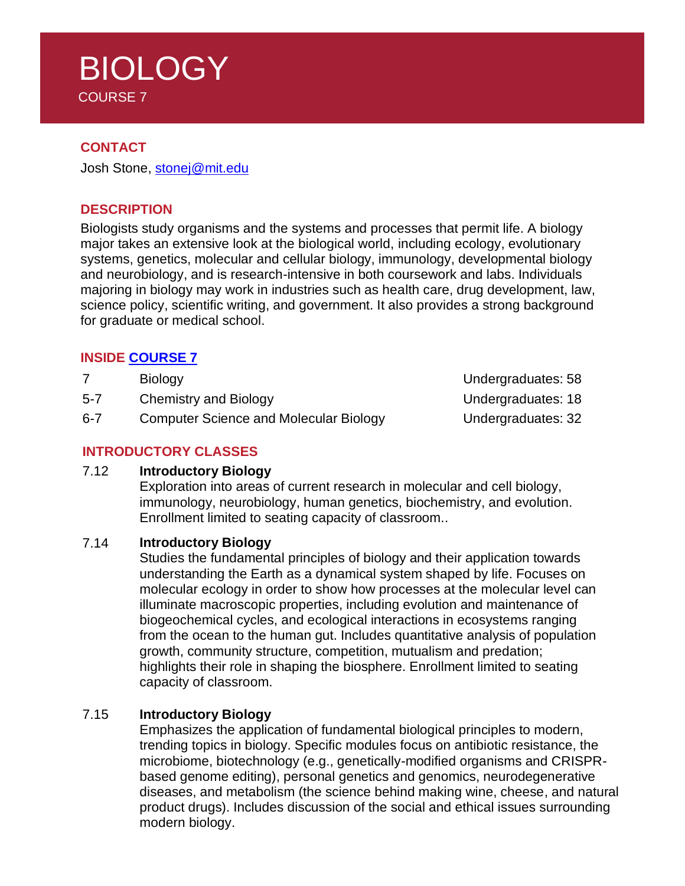# BIOLOGY

COURSE 7

## CONTACT

Josh Stone, stonej@mit.edu

## DESCRIPTION

Biologists study organisms and the systems and processes that permit life. A biology major takes an extensive look at the biological world, including ecology, evolutionary systems, genetics, molecular and cellular biology, immunology, developmental biology and neurobiology, and is research-intensive in both coursework and labs. Individuals majoring in biology may work in industries such as health care, drug development, law, science policy, scientific writing, and government. It also provides a strong background for graduate or medical school.

## INSIDE COURSE 7

| | | |
|---|---|---|
| 7 | Biology | Undergraduates: 58 |
| 5-7 | Chemistry and Biology | Undergraduates: 18 |
| 6-7 | Computer Science and Molecular Biology | Undergraduates: 32 |

## INTRODUCTORY CLASSES

7.12 **Introductory Biology**

Exploration into areas of current research in molecular and cell biology, immunology, neurobiology, human genetics, biochemistry, and evolution. Enrollment limited to seating capacity of classroom..

7.14 **Introductory Biology**

Studies the fundamental principles of biology and their application towards understanding the Earth as a dynamical system shaped by life. Focuses on molecular ecology in order to show how processes at the molecular level can illuminate macroscopic properties, including evolution and maintenance of biogeochemical cycles, and ecological interactions in ecosystems ranging from the ocean to the human gut. Includes quantitative analysis of population growth, community structure, competition, mutualism and predation; highlights their role in shaping the biosphere. Enrollment limited to seating capacity of classroom.

7.15 **Introductory Biology**

Emphasizes the application of fundamental biological principles to modern, trending topics in biology. Specific modules focus on antibiotic resistance, the microbiome, biotechnology (e.g., genetically-modified organisms and CRISPR-based genome editing), personal genetics and genomics, neurodegenerative diseases, and metabolism (the science behind making wine, cheese, and natural product drugs). Includes discussion of the social and ethical issues surrounding modern biology.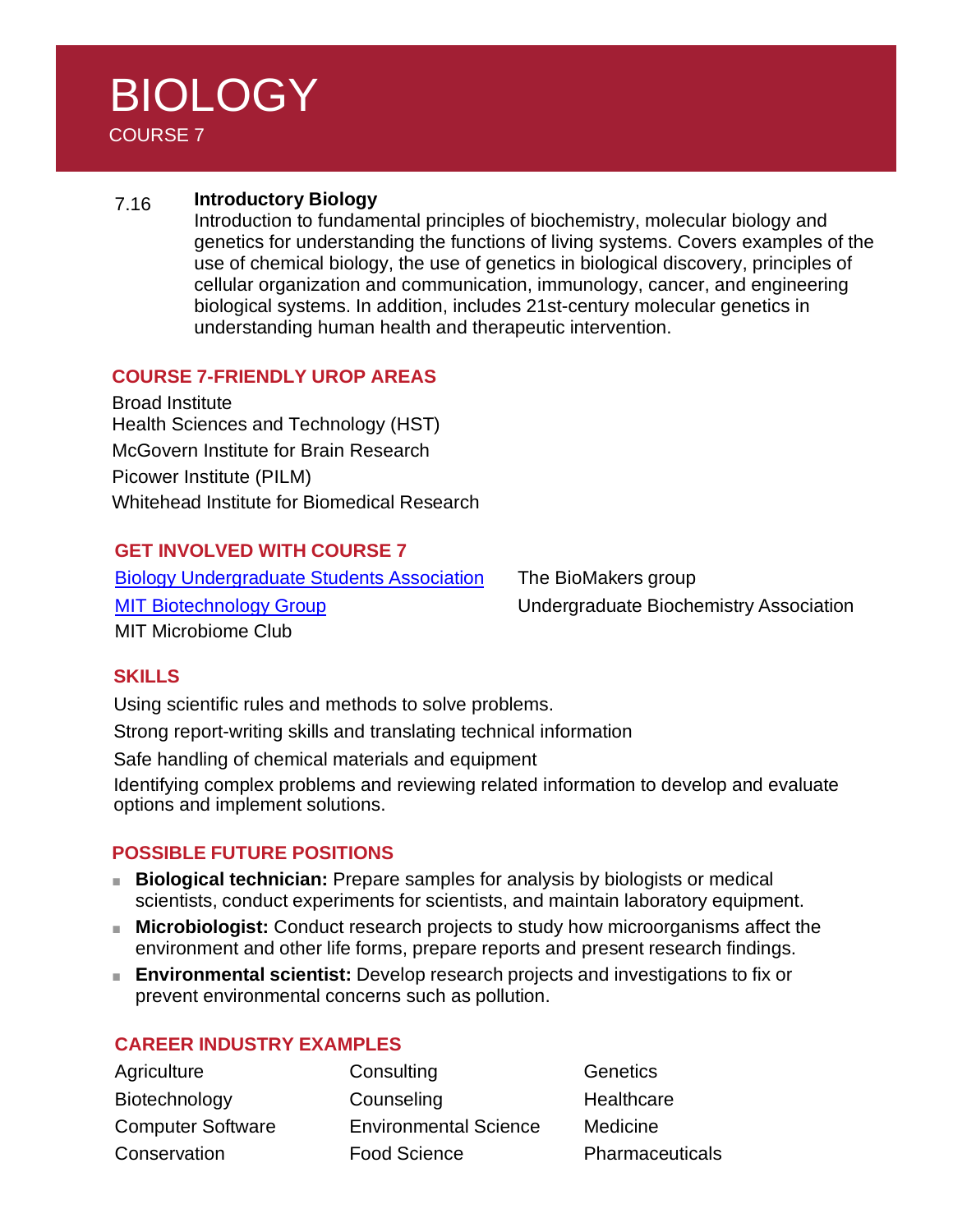# BIOLOGY

COURSE 7

**7.16 Introductory Biology**

Introduction to fundamental principles of biochemistry, molecular biology and genetics for understanding the functions of living systems. Covers examples of the use of chemical biology, the use of genetics in biological discovery, principles of cellular organization and communication, immunology, cancer, and engineering biological systems. In addition, includes 21st-century molecular genetics in understanding human health and therapeutic intervention.

## COURSE 7-FRIENDLY UROP AREAS

Broad Institute
Health Sciences and Technology (HST)
McGovern Institute for Brain Research
Picower Institute (PILM)
Whitehead Institute for Biomedical Research

## GET INVOLVED WITH COURSE 7

Biology Undergraduate Students Association
MIT Biotechnology Group
MIT Microbiome Club
The BioMakers group
Undergraduate Biochemistry Association

## SKILLS

Using scientific rules and methods to solve problems.
Strong report-writing skills and translating technical information
Safe handling of chemical materials and equipment
Identifying complex problems and reviewing related information to develop and evaluate options and implement solutions.

## POSSIBLE FUTURE POSITIONS

- **Biological technician:** Prepare samples for analysis by biologists or medical scientists, conduct experiments for scientists, and maintain laboratory equipment.
- **Microbiologist:** Conduct research projects to study how microorganisms affect the environment and other life forms, prepare reports and present research findings.
- **Environmental scientist:** Develop research projects and investigations to fix or prevent environmental concerns such as pollution.

## CAREER INDUSTRY EXAMPLES

Agriculture
Biotechnology
Computer Software
Conservation
Consulting
Counseling
Environmental Science
Food Science
Genetics
Healthcare
Medicine
Pharmaceuticals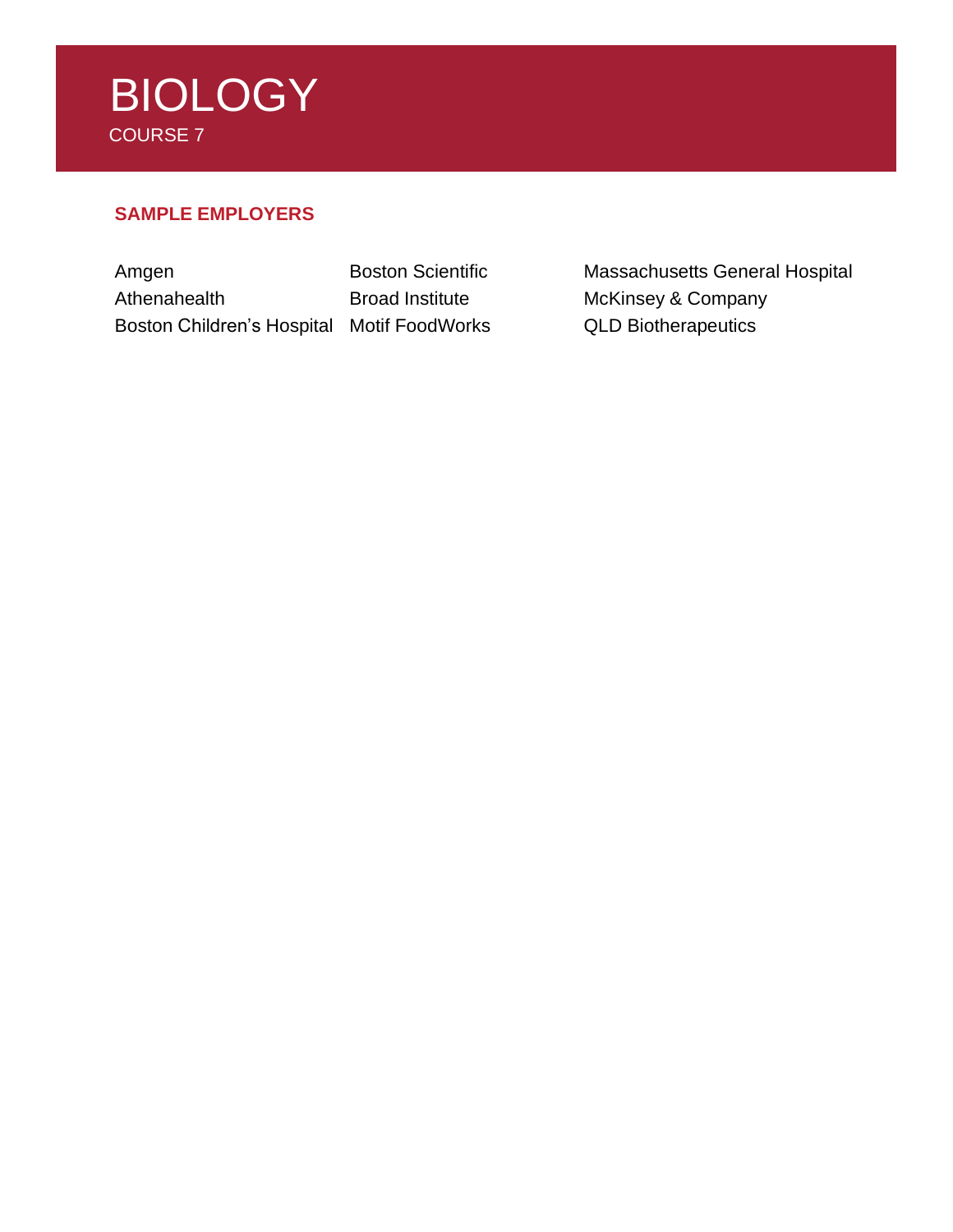# BIOLOGY

COURSE 7

## SAMPLE EMPLOYERS

Amgen
Athenahealth
Boston Children's Hospital
Boston Scientific
Broad Institute
Motif FoodWorks
Massachusetts General Hospital
McKinsey & Company
QLD Biotherapeutics